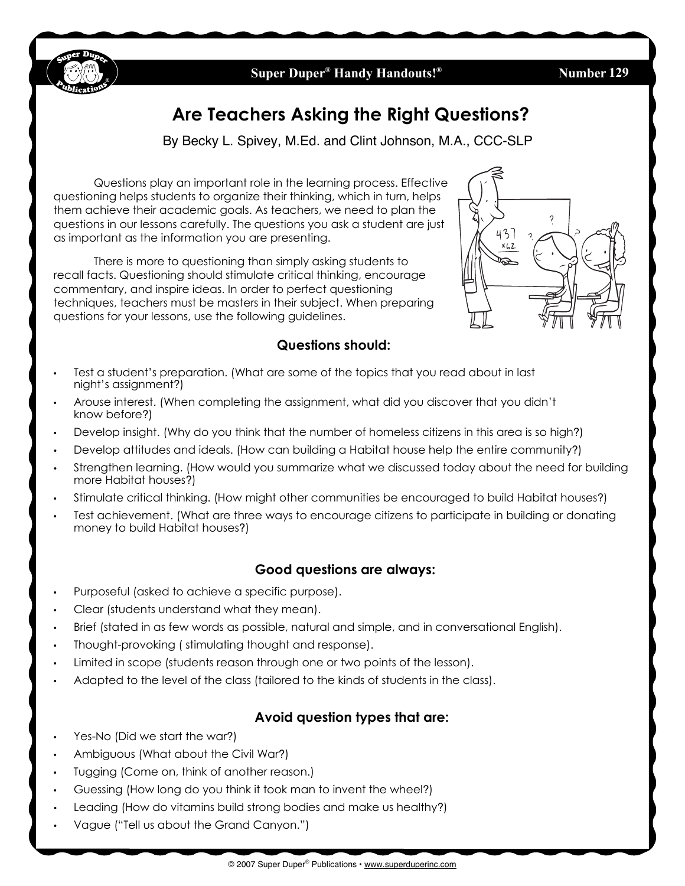# Are Teachers Asking the Right Questions?

By Becky L. Spivey, M.Ed. and Clint Johnson, M.A., CCC-SLP

Questions play an important role in the learning process. Effective questioning helps students to organize their thinking, which in turn, helps them achieve their academic goals. As teachers, we need to plan the questions in our lessons carefully. The questions you ask a student are just as important as the information you are presenting.

There is more to questioning than simply asking students to recall facts. Questioning should stimulate critical thinking, encourage commentary, and inspire ideas. In order to perfect questioning techniques, teachers must be masters in their subject. When preparing questions for your lessons, use the following guidelines.

### Questions should:

- Test a student's preparation. (What are some of the topics that you read about in last night's assignment?)
- Arouse interest. (When completing the assignment, what did you discover that you didn't know before?)
- Develop insight. (Why do you think that the number of homeless citizens in this area is so high?)
- Develop attitudes and ideals. (How can building a Habitat house help the entire community?)
- Strengthen learning. (How would you summarize what we discussed today about the need for building more Habitat houses?)
- Stimulate critical thinking. (How might other communities be encouraged to build Habitat houses?)
- Test achievement. (What are three ways to encourage citizens to participate in building or donating money to build Habitat houses?)

### Good questions are always:

- Purposeful (asked to achieve a specific purpose).
- Clear (students understand what they mean).
- Brief (stated in as few words as possible, natural and simple, and in conversational English).
- Thought-provoking ( stimulating thought and response).
- Limited in scope (students reason through one or two points of the lesson).
- Adapted to the level of the class (tailored to the kinds of students in the class).

### Avoid question types that are:

- Yes-No (Did we start the war?)
- Ambiguous (What about the Civil War?)
- Tugging (Come on, think of another reason.)
- Guessing (How long do you think it took man to invent the wheel?)
- Leading (How do vitamins build strong bodies and make us healthy?)
- Vague ("Tell us about the Grand Canyon.")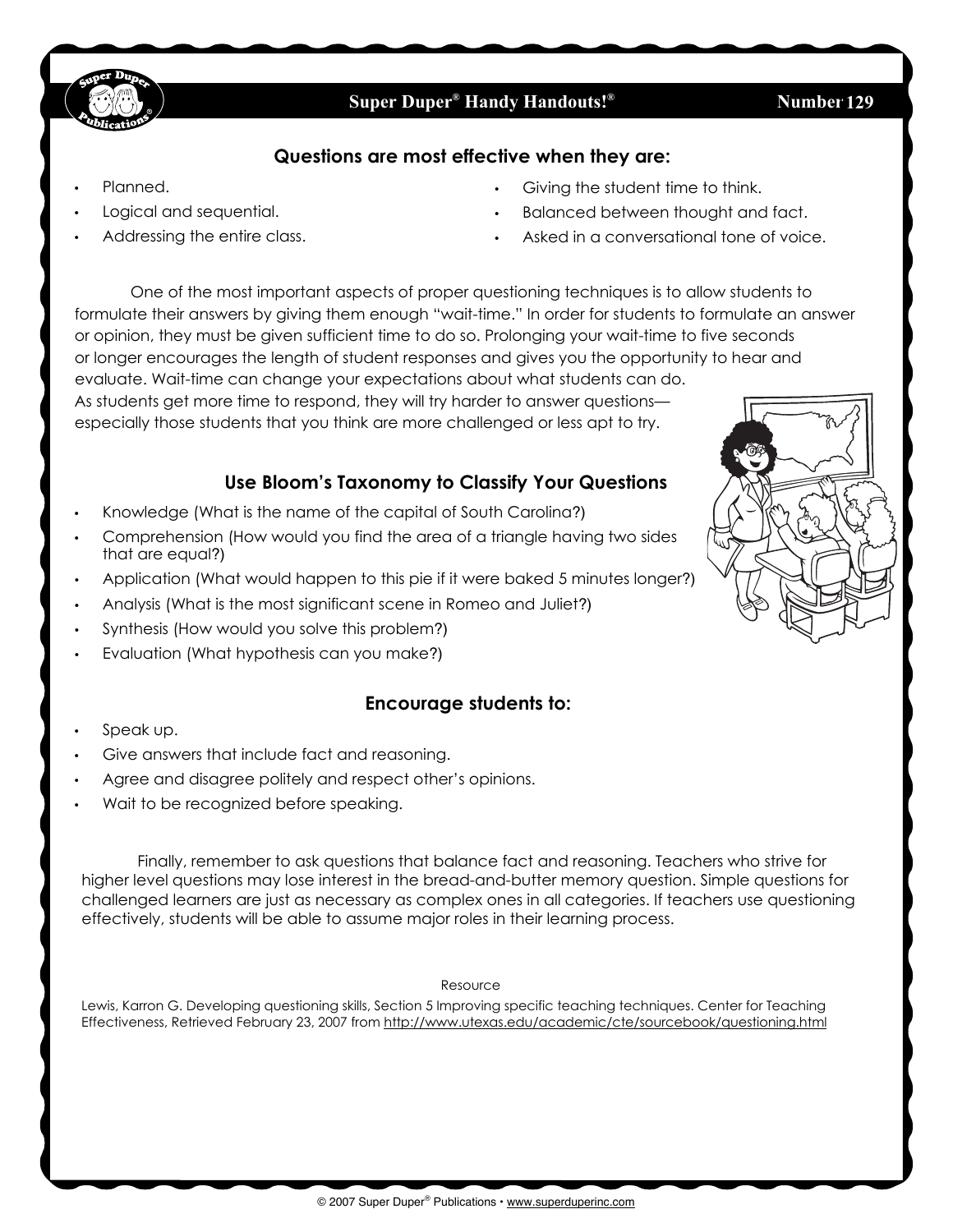## Questions are most effective when they are:

- Planned.
- Logical and sequential.
- Addressing the entire class.
- Giving the student time to think.
- Balanced between thought and fact.
- Asked in a conversational tone of voice.

One of the most important aspects of proper questioning techniques is to allow students to formulate their answers by giving them enough "wait-time." In order for students to formulate an answer or opinion, they must be given sufficient time to do so. Prolonging your wait-time to five seconds or longer encourages the length of student responses and gives you the opportunity to hear and evaluate. Wait-time can change your expectations about what students can do. As students get more time to respond, they will try harder to answer questions—especially those students that you think are more challenged or less apt to try.

## Use Bloom's Taxonomy to Classify Your Questions

- Knowledge (What is the name of the capital of South Carolina?)
- Comprehension (How would you find the area of a triangle having two sides that are equal?)
- Application (What would happen to this pie if it were baked 5 minutes longer?)
- Analysis (What is the most significant scene in Romeo and Juliet?)
- Synthesis (How would you solve this problem?)
- Evaluation (What hypothesis can you make?)

## Encourage students to:

- Speak up.
- Give answers that include fact and reasoning.
- Agree and disagree politely and respect other's opinions.
- Wait to be recognized before speaking.

Finally, remember to ask questions that balance fact and reasoning. Teachers who strive for higher level questions may lose interest in the bread-and-butter memory question. Simple questions for challenged learners are just as necessary as complex ones in all categories. If teachers use questioning effectively, students will be able to assume major roles in their learning process.

Resource

Lewis, Karron G. Developing questioning skills, Section 5 Improving specific teaching techniques. Center for Teaching Effectiveness, Retrieved February 23, 2007 from http://www.utexas.edu/academic/cte/sourcebook/questioning.html